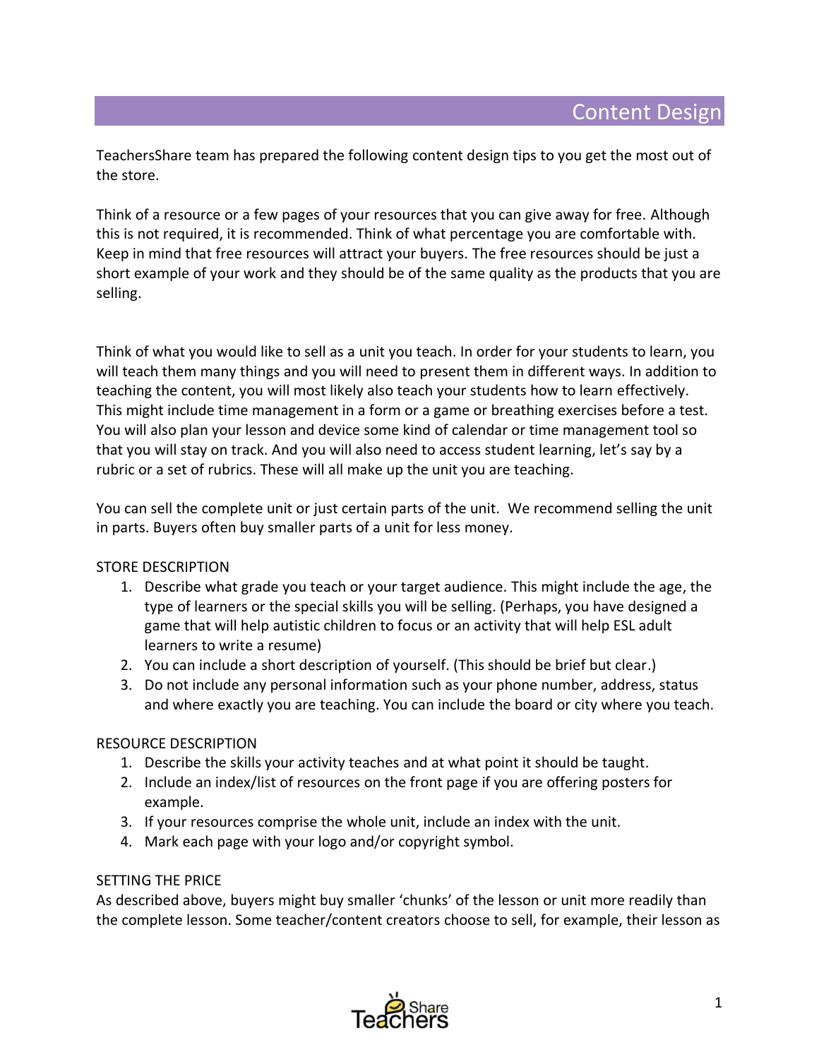# Content Design

TeachersShare team has prepared the following content design tips to you get the most out of the store.

Think of a resource or a few pages of your resources that you can give away for free. Although this is not required, it is recommended. Think of what percentage you are comfortable with. Keep in mind that free resources will attract your buyers. The free resources should be just a short example of your work and they should be of the same quality as the products that you are selling.

Think of what you would like to sell as a unit you teach. In order for your students to learn, you will teach them many things and you will need to present them in different ways. In addition to teaching the content, you will most likely also teach your students how to learn effectively. This might include time management in a form or a game or breathing exercises before a test. You will also plan your lesson and device some kind of calendar or time management tool so that you will stay on track. And you will also need to access student learning, let's say by a rubric or a set of rubrics. These will all make up the unit you are teaching.

You can sell the complete unit or just certain parts of the unit. We recommend selling the unit in parts. Buyers often buy smaller parts of a unit for less money.

## STORE DESCRIPTION

1. Describe what grade you teach or your target audience. This might include the age, the type of learners or the special skills you will be selling. (Perhaps, you have designed a game that will help autistic children to focus or an activity that will help ESL adult learners to write a resume)
2. You can include a short description of yourself. (This should be brief but clear.)
3. Do not include any personal information such as your phone number, address, status and where exactly you are teaching. You can include the board or city where you teach.

## RESOURCE DESCRIPTION

1. Describe the skills your activity teaches and at what point it should be taught.
2. Include an index/list of resources on the front page if you are offering posters for example.
3. If your resources comprise the whole unit, include an index with the unit.
4. Mark each page with your logo and/or copyright symbol.

## SETTING THE PRICE

As described above, buyers might buy smaller 'chunks' of the lesson or unit more readily than the complete lesson. Some teacher/content creators choose to sell, for example, their lesson as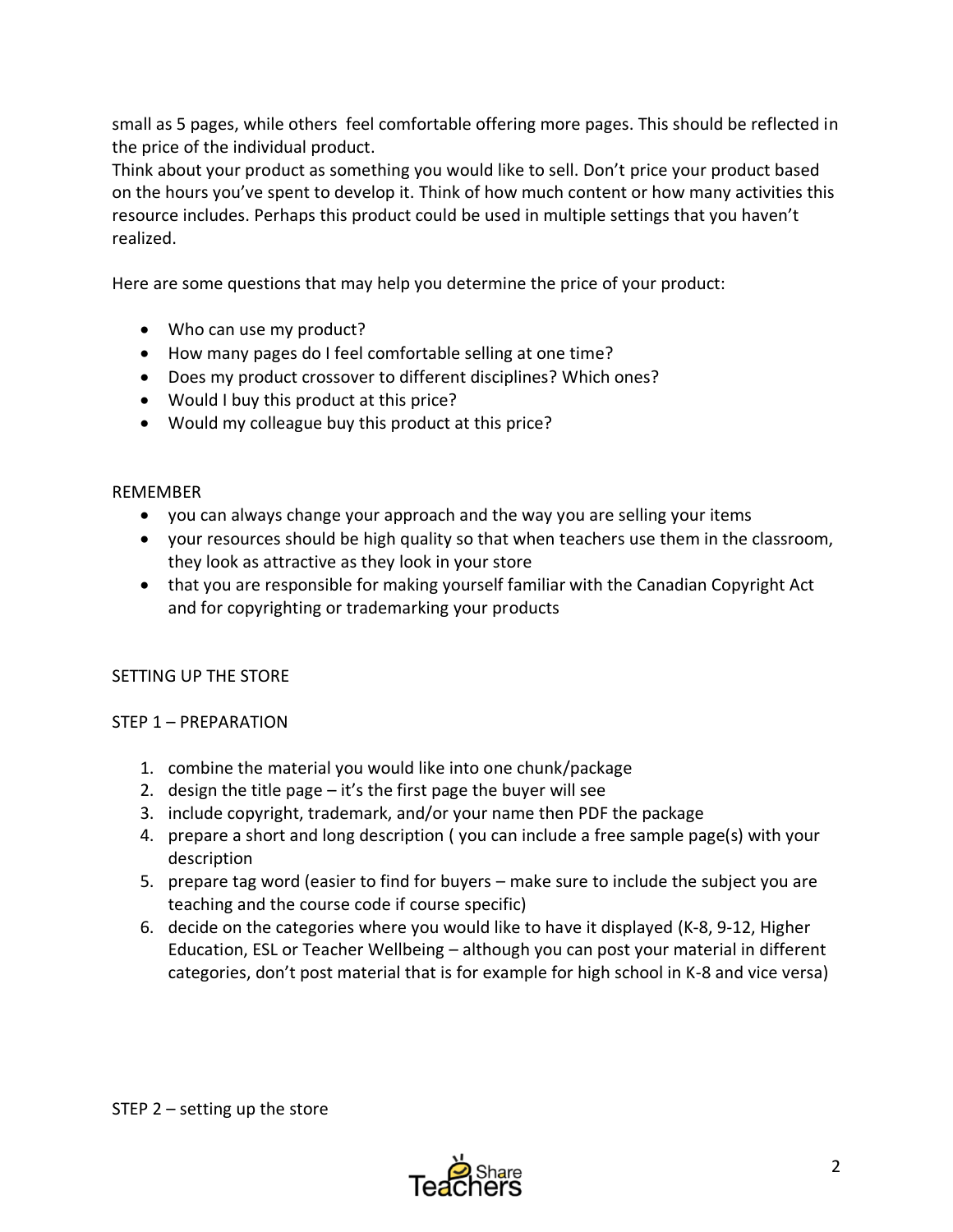small as 5 pages, while others feel comfortable offering more pages. This should be reflected in the price of the individual product.

Think about your product as something you would like to sell. Don't price your product based on the hours you've spent to develop it. Think of how much content or how many activities this resource includes. Perhaps this product could be used in multiple settings that you haven't realized.

Here are some questions that may help you determine the price of your product:

- Who can use my product?
- How many pages do I feel comfortable selling at one time?
- Does my product crossover to different disciplines? Which ones?
- Would I buy this product at this price?
- Would my colleague buy this product at this price?

REMEMBER

- you can always change your approach and the way you are selling your items
- your resources should be high quality so that when teachers use them in the classroom, they look as attractive as they look in your store
- that you are responsible for making yourself familiar with the Canadian Copyright Act and for copyrighting or trademarking your products

## SETTING UP THE STORE

### STEP 1 – PREPARATION

1. combine the material you would like into one chunk/package
2. design the title page – it's the first page the buyer will see
3. include copyright, trademark, and/or your name then PDF the package
4. prepare a short and long description ( you can include a free sample page(s) with your description
5. prepare tag word (easier to find for buyers – make sure to include the subject you are teaching and the course code if course specific)
6. decide on the categories where you would like to have it displayed (K-8, 9-12, Higher Education, ESL or Teacher Wellbeing – although you can post your material in different categories, don't post material that is for example for high school in K-8 and vice versa)

### STEP 2 – setting up the store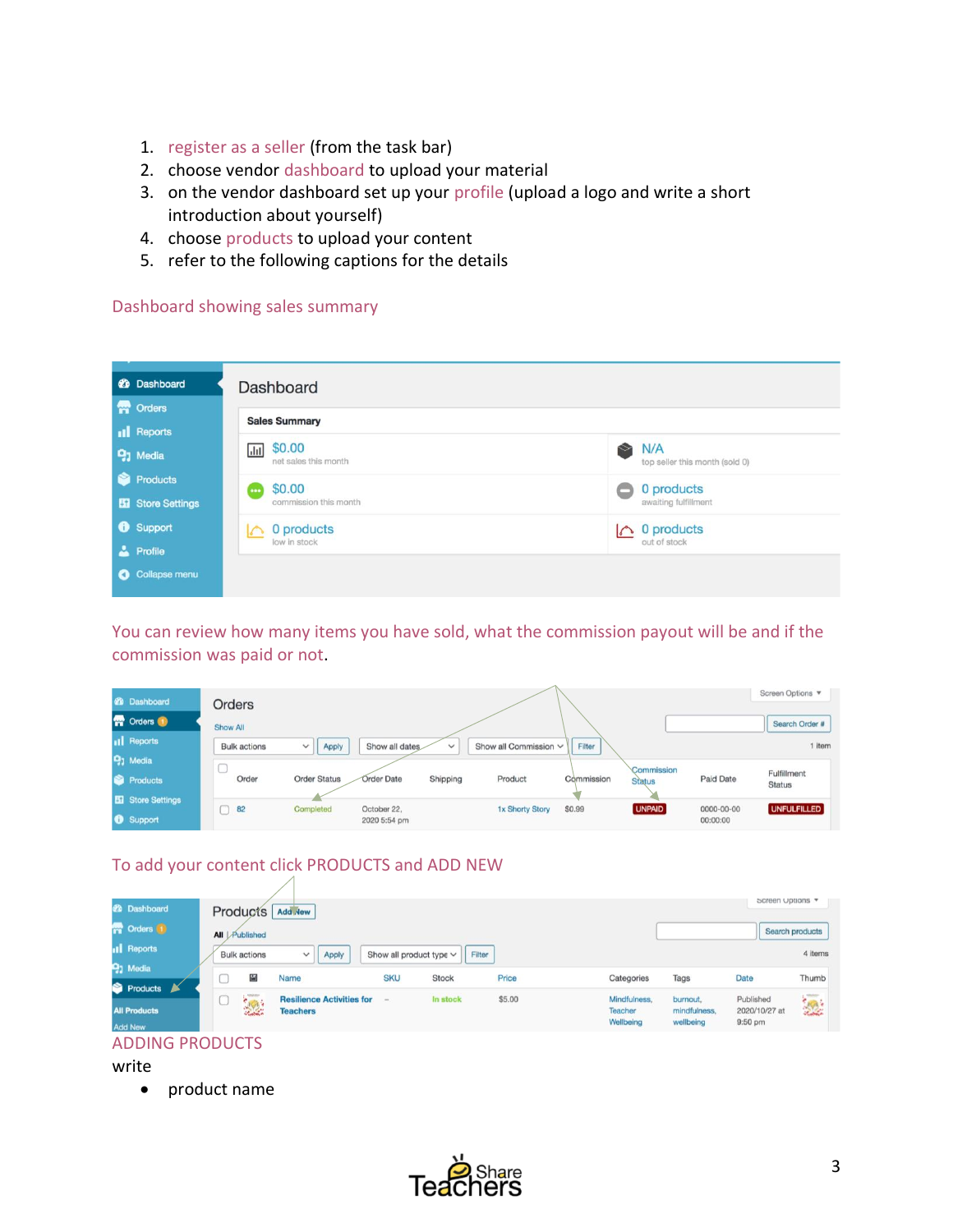1. register as a seller (from the task bar)
2. choose vendor dashboard to upload your material
3. on the vendor dashboard set up your profile (upload a logo and write a short introduction about yourself)
4. choose products to upload your content
5. refer to the following captions for the details

Dashboard showing sales summary

You can review how many items you have sold, what the commission payout will be and if the commission was paid or not.

To add your content click PRODUCTS and ADD NEW

ADDING PRODUCTS

write

- product name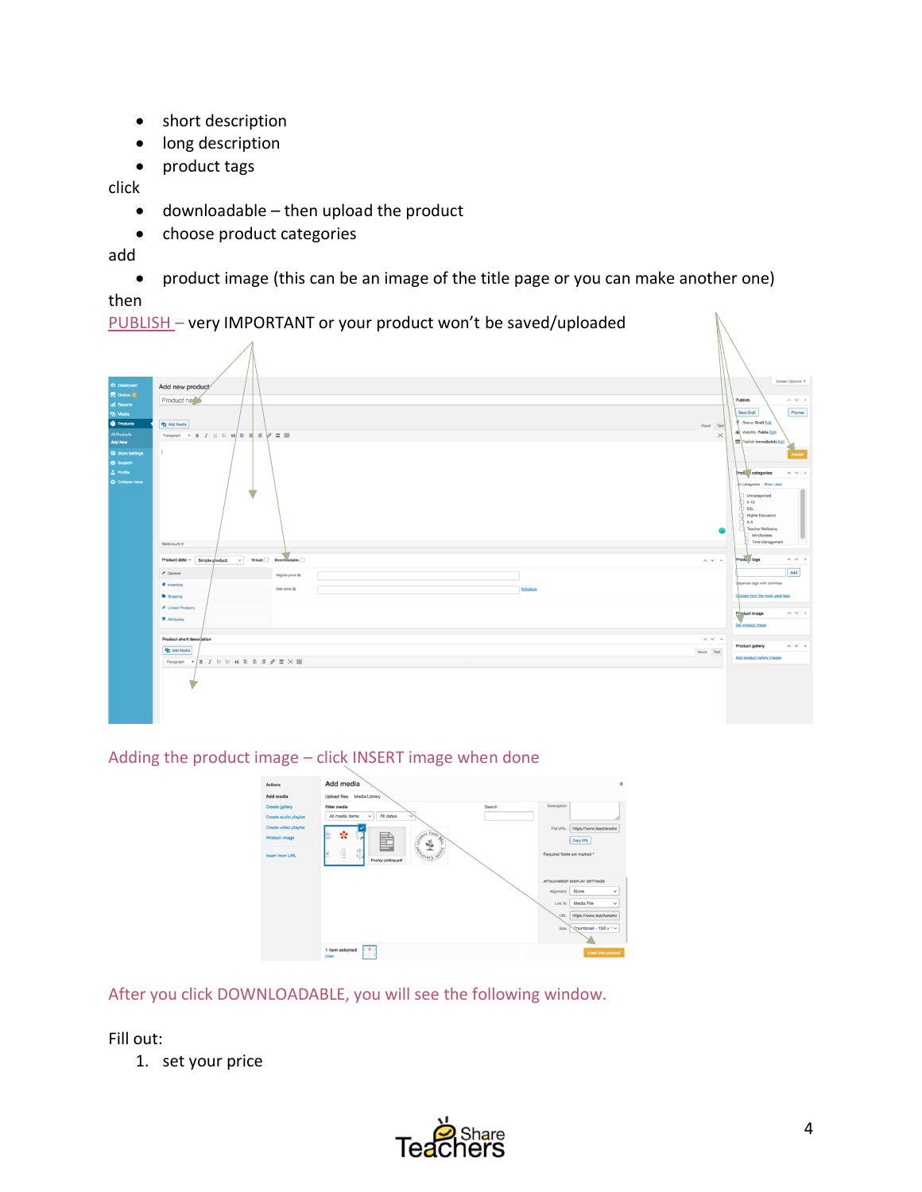- short description
- long description
- product tags

click

- downloadable – then upload the product
- choose product categories

add

- product image (this can be an image of the title page or you can make another one)

then

PUBLISH – very IMPORTANT or your product won't be saved/uploaded

Adding the product image – click INSERT image when done

After you click DOWNLOADABLE, you will see the following window.

Fill out:

1. set your price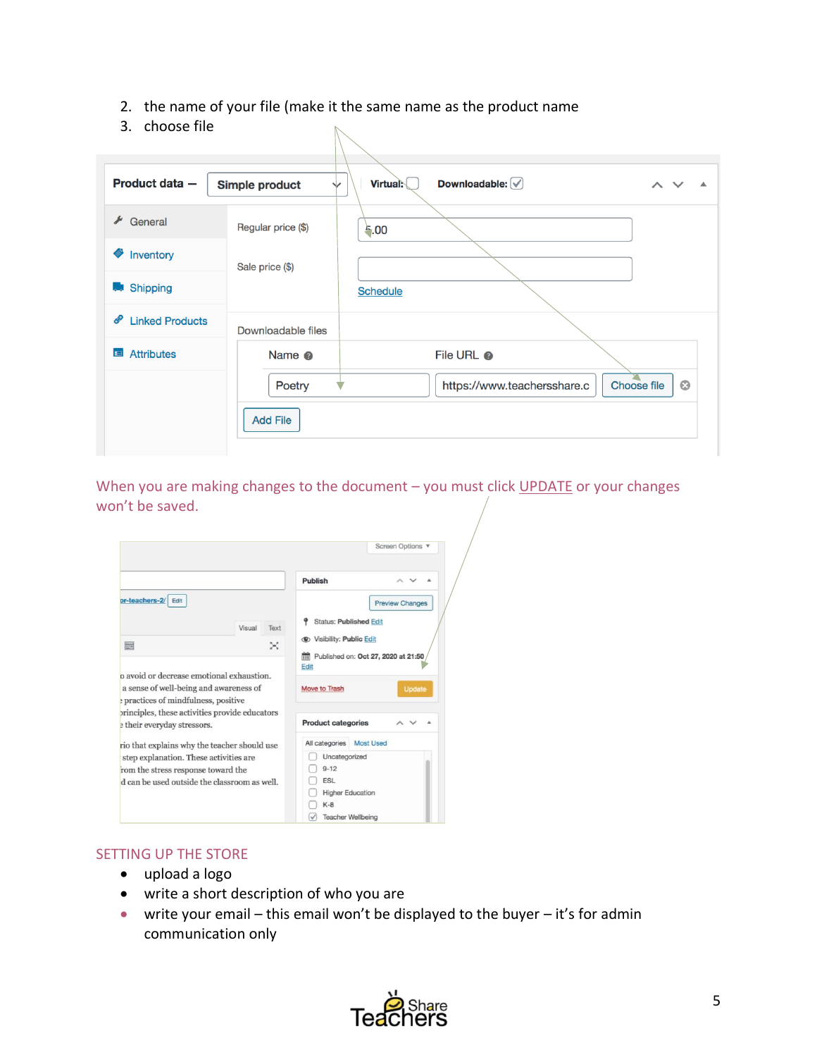2. the name of your file (make it the same name as the product name
3. choose file

When you are making changes to the document – you must click UPDATE or your changes won't be saved.

SETTING UP THE STORE

- upload a logo
- write a short description of who you are
- write your email – this email won't be displayed to the buyer – it's for admin communication only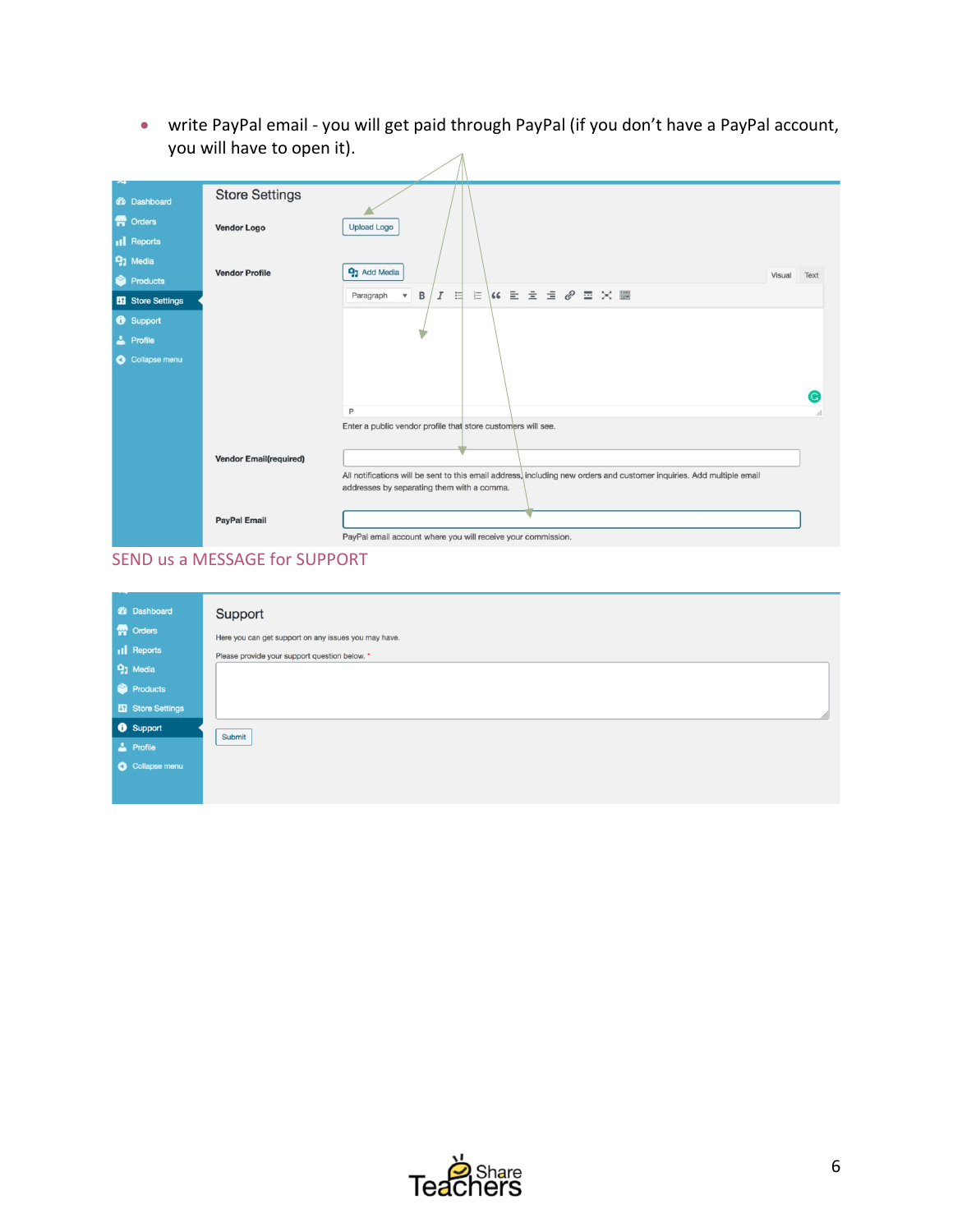- write PayPal email - you will get paid through PayPal (if you don't have a PayPal account, you will have to open it).

SEND us a MESSAGE for SUPPORT